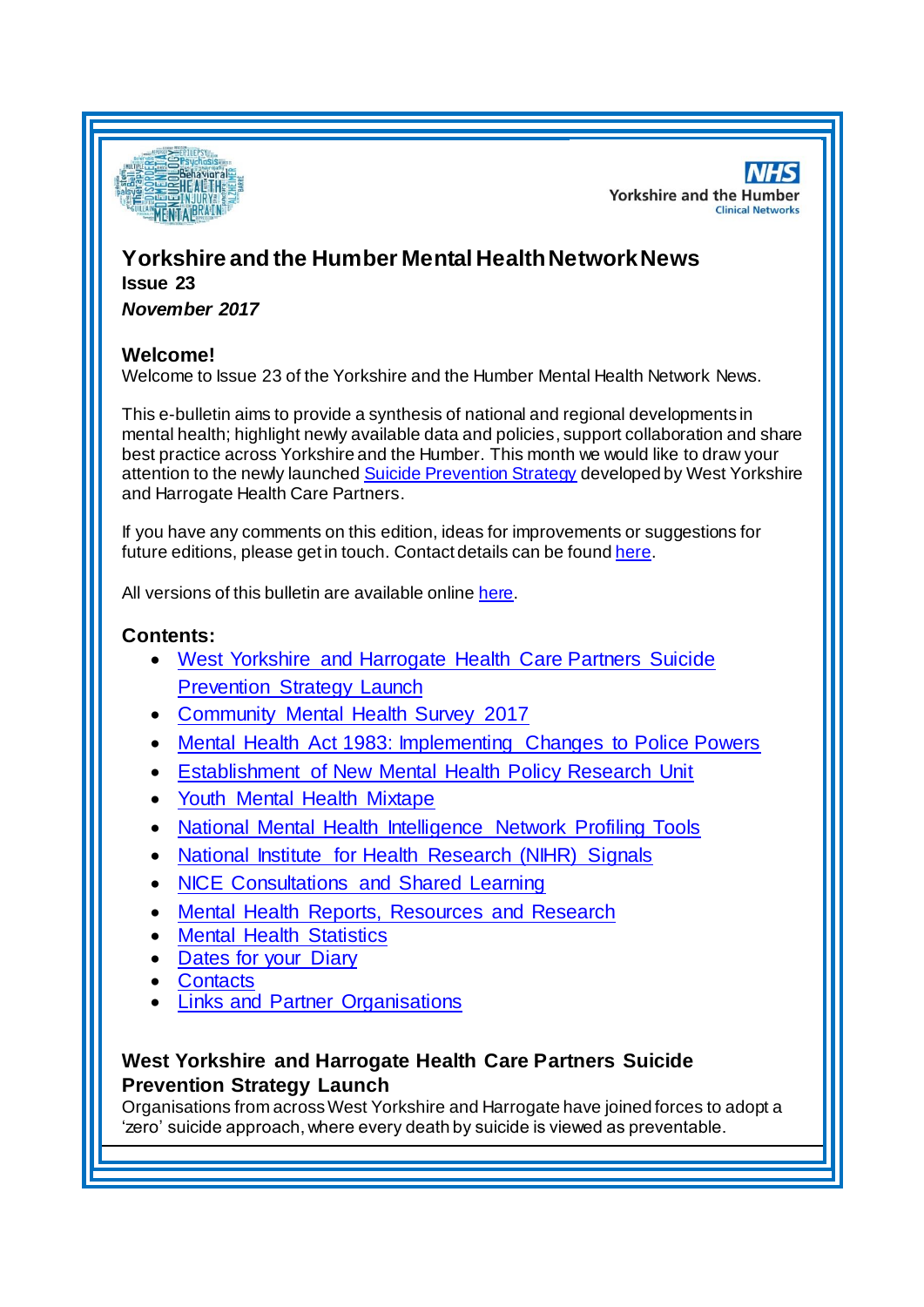# Yorkshire and the Humber Mental Health Network News

**Issue 23**

***November 2017***

## Welcome!

Welcome to Issue 23 of the Yorkshire and the Humber Mental Health Network News.

This e-bulletin aims to provide a synthesis of national and regional developments in mental health; highlight newly available data and policies, support collaboration and share best practice across Yorkshire and the Humber. This month we would like to draw your attention to the newly launched Suicide Prevention Strategy developed by West Yorkshire and Harrogate Health Care Partners.

If you have any comments on this edition, ideas for improvements or suggestions for future editions, please get in touch. Contact details can be found here.

All versions of this bulletin are available online here.

## Contents:

- West Yorkshire and Harrogate Health Care Partners Suicide Prevention Strategy Launch
- Community Mental Health Survey 2017
- Mental Health Act 1983: Implementing Changes to Police Powers
- Establishment of New Mental Health Policy Research Unit
- Youth Mental Health Mixtape
- National Mental Health Intelligence Network Profiling Tools
- National Institute for Health Research (NIHR) Signals
- NICE Consultations and Shared Learning
- Mental Health Reports, Resources and Research
- Mental Health Statistics
- Dates for your Diary
- Contacts
- Links and Partner Organisations

## West Yorkshire and Harrogate Health Care Partners Suicide Prevention Strategy Launch

Organisations from across West Yorkshire and Harrogate have joined forces to adopt a 'zero' suicide approach, where every death by suicide is viewed as preventable.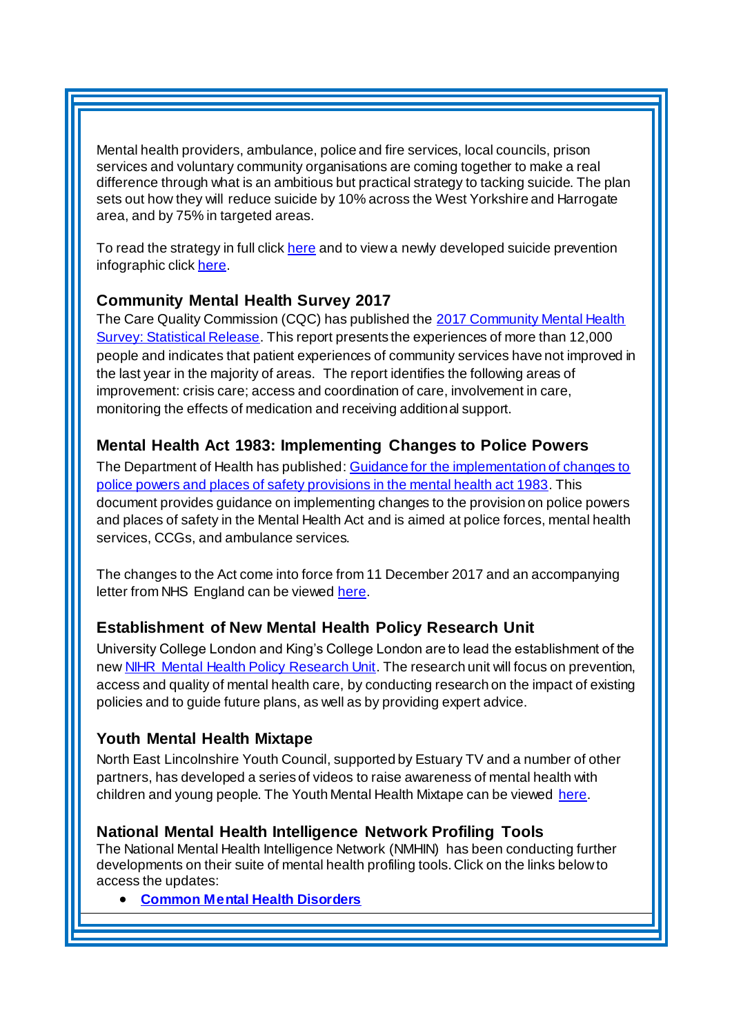Mental health providers, ambulance, police and fire services, local councils, prison services and voluntary community organisations are coming together to make a real difference through what is an ambitious but practical strategy to tacking suicide. The plan sets out how they will reduce suicide by 10% across the West Yorkshire and Harrogate area, and by 75% in targeted areas.

To read the strategy in full click here and to view a newly developed suicide prevention infographic click here.

### Community Mental Health Survey 2017

The Care Quality Commission (CQC) has published the 2017 Community Mental Health Survey: Statistical Release. This report presents the experiences of more than 12,000 people and indicates that patient experiences of community services have not improved in the last year in the majority of areas. The report identifies the following areas of improvement: crisis care; access and coordination of care, involvement in care, monitoring the effects of medication and receiving additional support.

### Mental Health Act 1983: Implementing Changes to Police Powers

The Department of Health has published: Guidance for the implementation of changes to police powers and places of safety provisions in the mental health act 1983. This document provides guidance on implementing changes to the provision on police powers and places of safety in the Mental Health Act and is aimed at police forces, mental health services, CCGs, and ambulance services.

The changes to the Act come into force from 11 December 2017 and an accompanying letter from NHS England can be viewed here.

### Establishment of New Mental Health Policy Research Unit

University College London and King's College London are to lead the establishment of the new NIHR Mental Health Policy Research Unit. The research unit will focus on prevention, access and quality of mental health care, by conducting research on the impact of existing policies and to guide future plans, as well as by providing expert advice.

### Youth Mental Health Mixtape

North East Lincolnshire Youth Council, supported by Estuary TV and a number of other partners, has developed a series of videos to raise awareness of mental health with children and young people. The Youth Mental Health Mixtape can be viewed here.

### National Mental Health Intelligence Network Profiling Tools

The National Mental Health Intelligence Network (NMHIN) has been conducting further developments on their suite of mental health profiling tools. Click on the links below to access the updates:

- **Common Mental Health Disorders**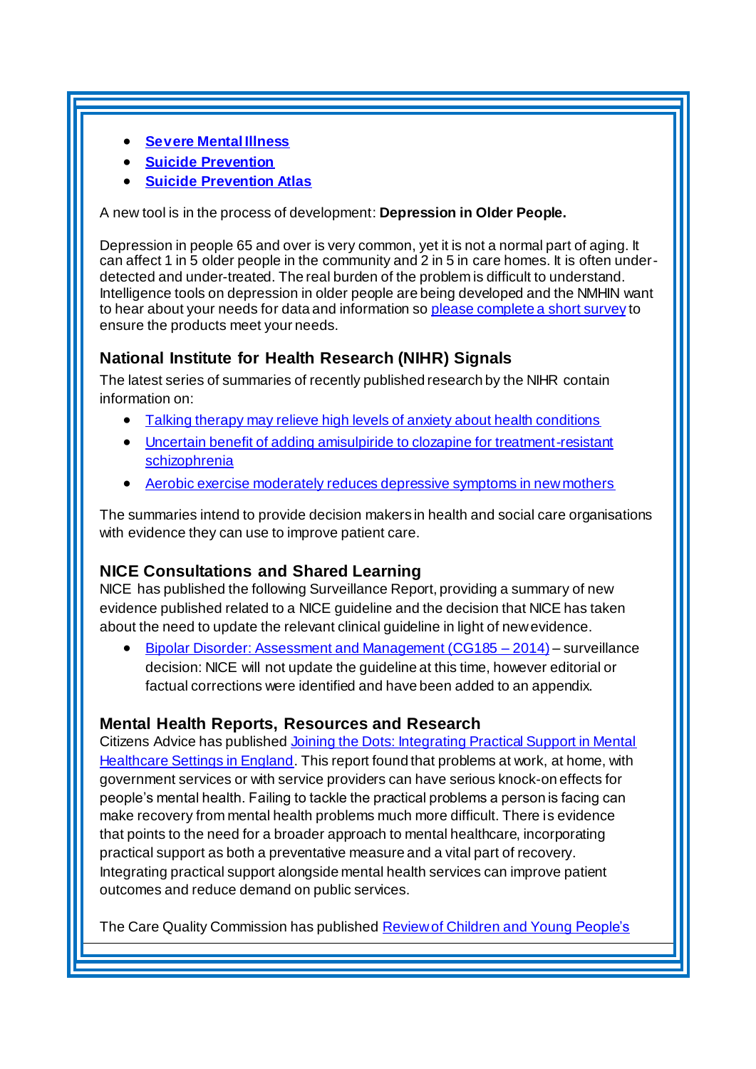- **Severe Mental Illness**
- **Suicide Prevention**
- **Suicide Prevention Atlas**

A new tool is in the process of development: **Depression in Older People.**

Depression in people 65 and over is very common, yet it is not a normal part of aging. It can affect 1 in 5 older people in the community and 2 in 5 in care homes. It is often under-detected and under-treated. The real burden of the problem is difficult to understand. Intelligence tools on depression in older people are being developed and the NMHIN want to hear about your needs for data and information so please complete a short survey to ensure the products meet your needs.

### National Institute for Health Research (NIHR) Signals

The latest series of summaries of recently published research by the NIHR contain information on:

- Talking therapy may relieve high levels of anxiety about health conditions
- Uncertain benefit of adding amisulpiride to clozapine for treatment-resistant schizophrenia
- Aerobic exercise moderately reduces depressive symptoms in new mothers

The summaries intend to provide decision makers in health and social care organisations with evidence they can use to improve patient care.

### NICE Consultations and Shared Learning

NICE has published the following Surveillance Report, providing a summary of new evidence published related to a NICE guideline and the decision that NICE has taken about the need to update the relevant clinical guideline in light of new evidence.

- Bipolar Disorder: Assessment and Management (CG185 – 2014) – surveillance decision: NICE will not update the guideline at this time, however editorial or factual corrections were identified and have been added to an appendix.

### Mental Health Reports, Resources and Research

Citizens Advice has published Joining the Dots: Integrating Practical Support in Mental Healthcare Settings in England. This report found that problems at work, at home, with government services or with service providers can have serious knock-on effects for people's mental health. Failing to tackle the practical problems a person is facing can make recovery from mental health problems much more difficult. There is evidence that points to the need for a broader approach to mental healthcare, incorporating practical support as both a preventative measure and a vital part of recovery. Integrating practical support alongside mental health services can improve patient outcomes and reduce demand on public services.

The Care Quality Commission has published Review of Children and Young People's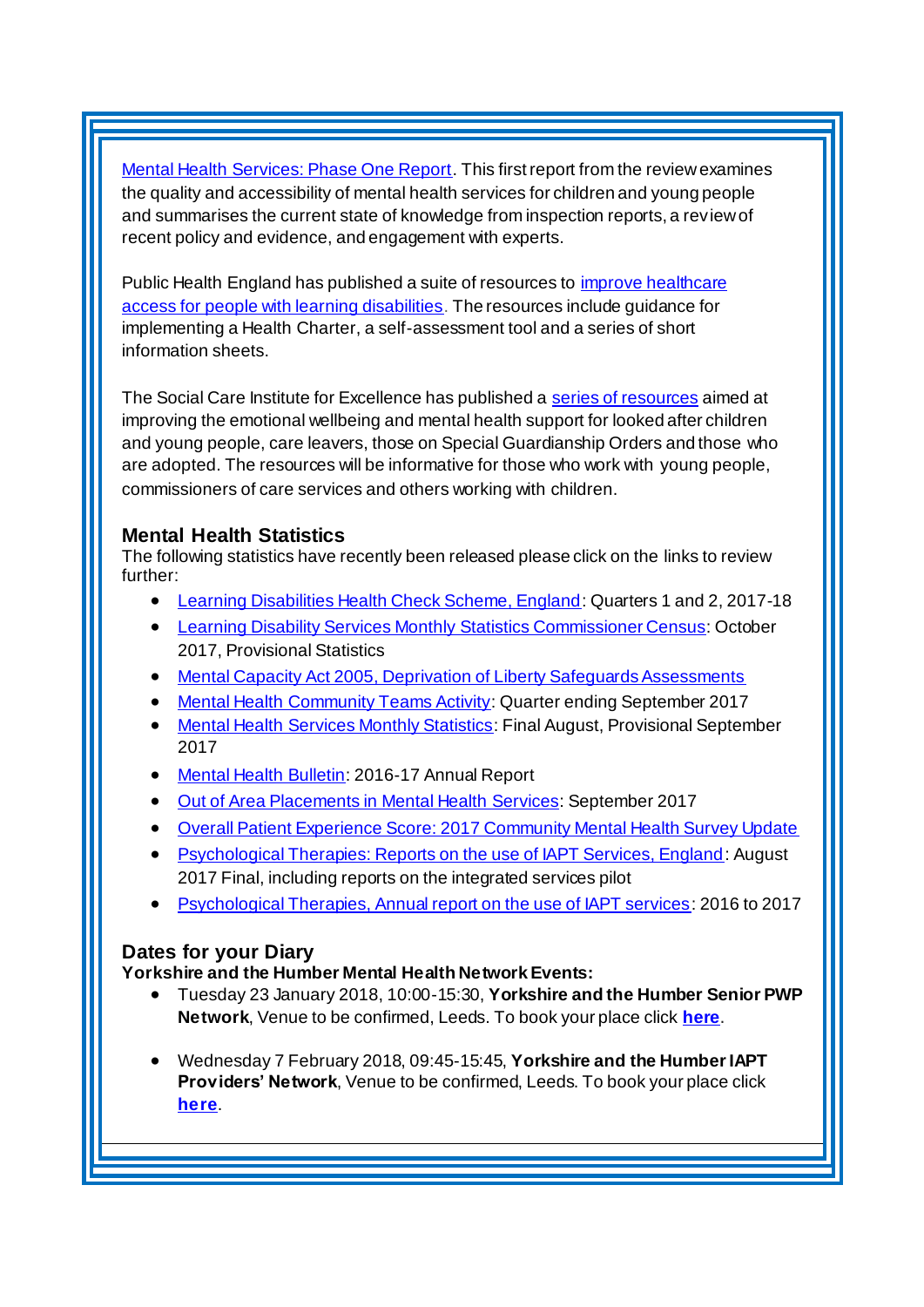Mental Health Services: Phase One Report. This first report from the review examines the quality and accessibility of mental health services for children and young people and summarises the current state of knowledge from inspection reports, a review of recent policy and evidence, and engagement with experts.

Public Health England has published a suite of resources to improve healthcare access for people with learning disabilities. The resources include guidance for implementing a Health Charter, a self-assessment tool and a series of short information sheets.

The Social Care Institute for Excellence has published a series of resources aimed at improving the emotional wellbeing and mental health support for looked after children and young people, care leavers, those on Special Guardianship Orders and those who are adopted. The resources will be informative for those who work with young people, commissioners of care services and others working with children.

### Mental Health Statistics

The following statistics have recently been released please click on the links to review further:

- Learning Disabilities Health Check Scheme, England: Quarters 1 and 2, 2017-18
- Learning Disability Services Monthly Statistics Commissioner Census: October 2017, Provisional Statistics
- Mental Capacity Act 2005, Deprivation of Liberty Safeguards Assessments
- Mental Health Community Teams Activity: Quarter ending September 2017
- Mental Health Services Monthly Statistics: Final August, Provisional September 2017
- Mental Health Bulletin: 2016-17 Annual Report
- Out of Area Placements in Mental Health Services: September 2017
- Overall Patient Experience Score: 2017 Community Mental Health Survey Update
- Psychological Therapies: Reports on the use of IAPT Services, England: August 2017 Final, including reports on the integrated services pilot
- Psychological Therapies, Annual report on the use of IAPT services: 2016 to 2017

### Dates for your Diary

**Yorkshire and the Humber Mental Health Network Events:**

- Tuesday 23 January 2018, 10:00-15:30, **Yorkshire and the Humber Senior PWP Network**, Venue to be confirmed, Leeds. To book your place click **here**.

- Wednesday 7 February 2018, 09:45-15:45, **Yorkshire and the Humber IAPT Providers' Network**, Venue to be confirmed, Leeds. To book your place click **here**.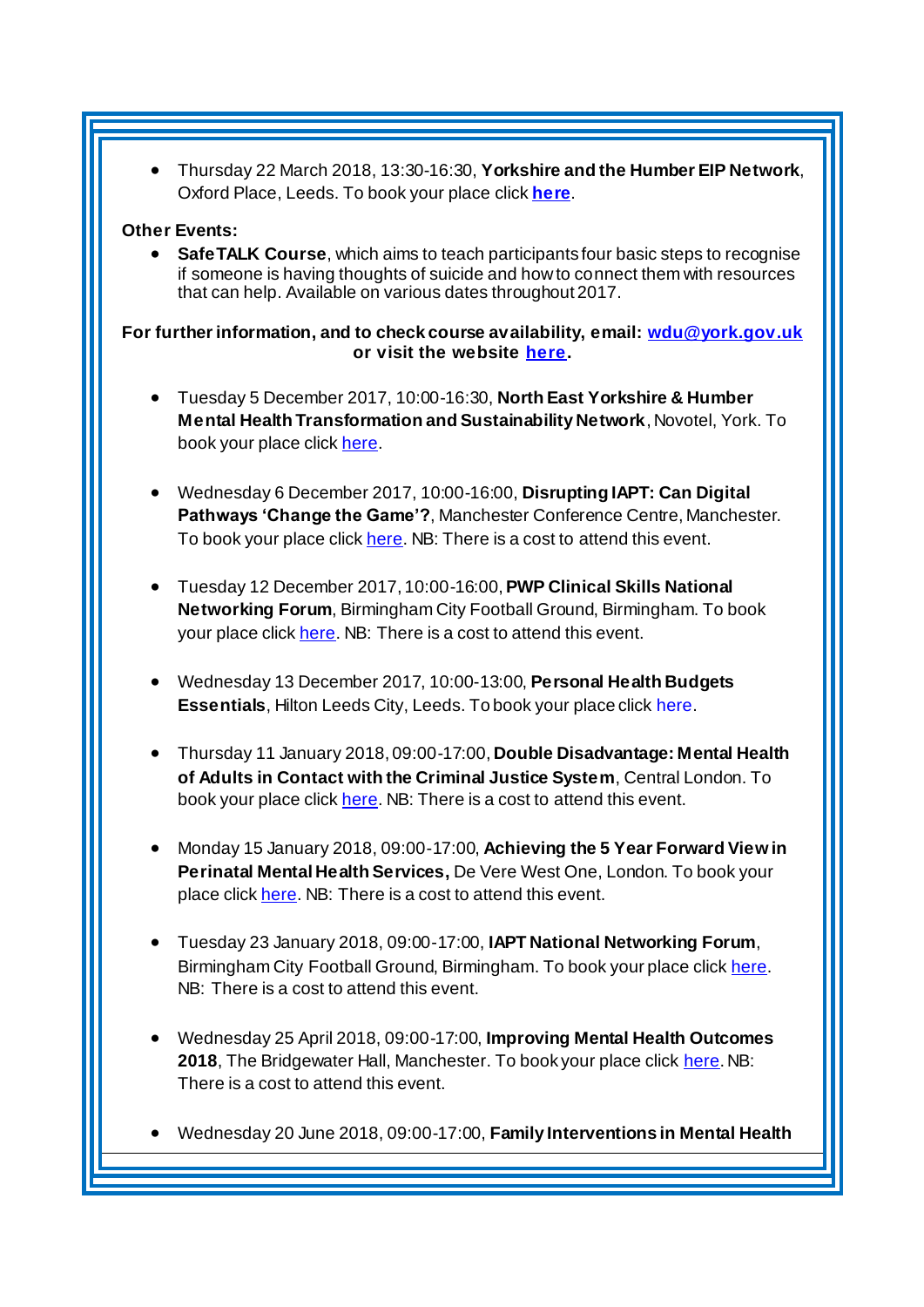- Thursday 22 March 2018, 13:30-16:30, **Yorkshire and the Humber EIP Network**, Oxford Place, Leeds. To book your place click **here**.

**Other Events:**

- **SafeTALK Course**, which aims to teach participants four basic steps to recognise if someone is having thoughts of suicide and how to connect them with resources that can help. Available on various dates throughout 2017.

**For further information, and to check course availability, email: wdu@york.gov.uk or visit the website here.**

- Tuesday 5 December 2017, 10:00-16:30, **North East Yorkshire & Humber Mental Health Transformation and Sustainability Network**, Novotel, York. To book your place click here.

- Wednesday 6 December 2017, 10:00-16:00, **Disrupting IAPT: Can Digital Pathways 'Change the Game'?**, Manchester Conference Centre, Manchester. To book your place click here. NB: There is a cost to attend this event.

- Tuesday 12 December 2017, 10:00-16:00, **PWP Clinical Skills National Networking Forum**, Birmingham City Football Ground, Birmingham. To book your place click here. NB: There is a cost to attend this event.

- Wednesday 13 December 2017, 10:00-13:00, **Personal Health Budgets Essentials**, Hilton Leeds City, Leeds. To book your place click here.

- Thursday 11 January 2018, 09:00-17:00, **Double Disadvantage: Mental Health of Adults in Contact with the Criminal Justice System**, Central London. To book your place click here. NB: There is a cost to attend this event.

- Monday 15 January 2018, 09:00-17:00, **Achieving the 5 Year Forward View in Perinatal Mental Health Services,** De Vere West One, London. To book your place click here. NB: There is a cost to attend this event.

- Tuesday 23 January 2018, 09:00-17:00, **IAPT National Networking Forum**, Birmingham City Football Ground, Birmingham. To book your place click here. NB: There is a cost to attend this event.

- Wednesday 25 April 2018, 09:00-17:00, **Improving Mental Health Outcomes 2018**, The Bridgewater Hall, Manchester. To book your place click here. NB: There is a cost to attend this event.

- Wednesday 20 June 2018, 09:00-17:00, **Family Interventions in Mental Health**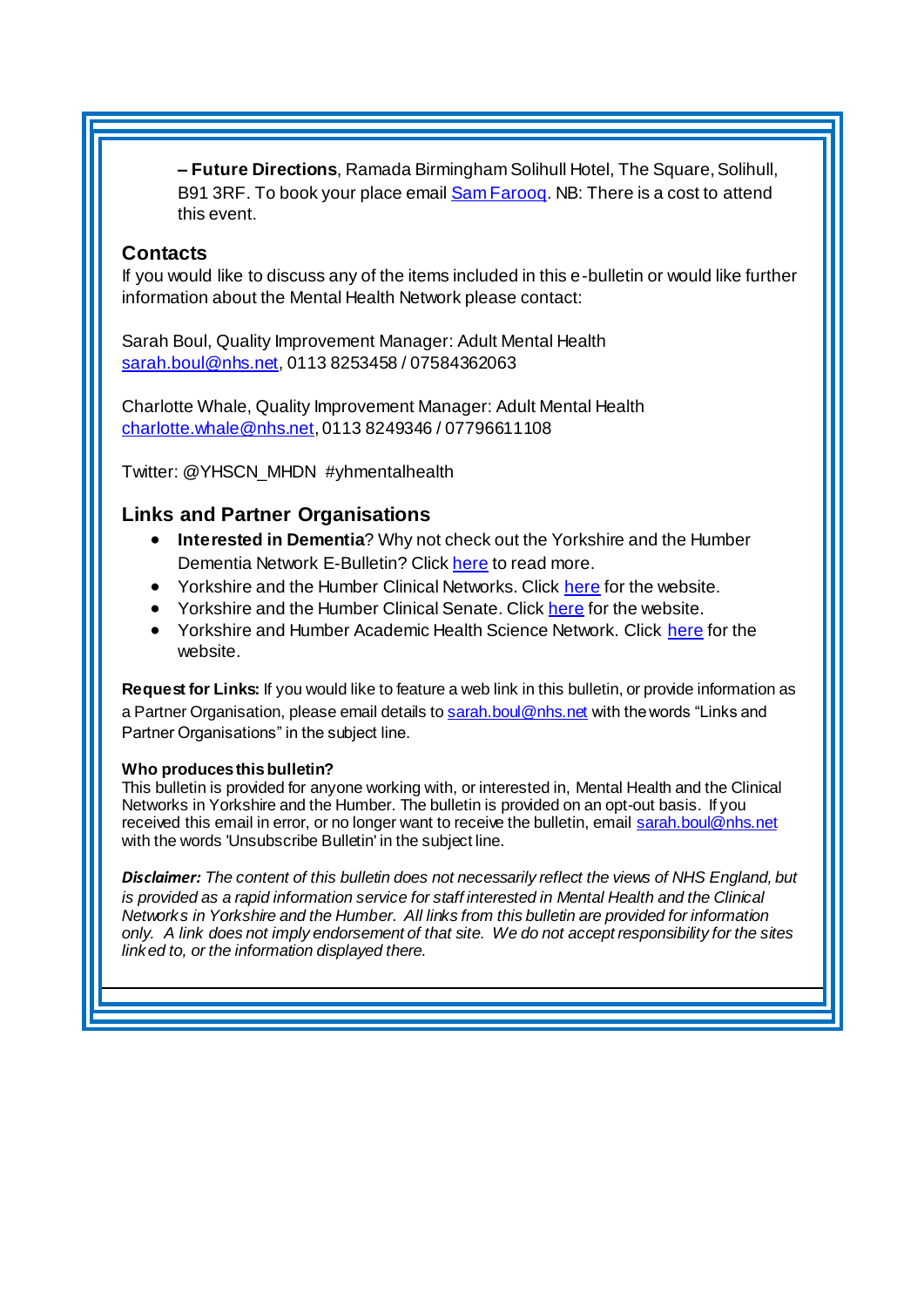– **Future Directions**, Ramada Birmingham Solihull Hotel, The Square, Solihull, B91 3RF. To book your place email Sam Farooq. NB: There is a cost to attend this event.

## Contacts

If you would like to discuss any of the items included in this e-bulletin or would like further information about the Mental Health Network please contact:

Sarah Boul, Quality Improvement Manager: Adult Mental Health
sarah.boul@nhs.net, 0113 8253458 / 07584362063

Charlotte Whale, Quality Improvement Manager: Adult Mental Health
charlotte.whale@nhs.net, 0113 8249346 / 07796611108

Twitter: @YHSCN_MHDN #yhmentalhealth

## Links and Partner Organisations

- **Interested in Dementia**? Why not check out the Yorkshire and the Humber Dementia Network E-Bulletin? Click here to read more.
- Yorkshire and the Humber Clinical Networks. Click here for the website.
- Yorkshire and the Humber Clinical Senate. Click here for the website.
- Yorkshire and Humber Academic Health Science Network. Click here for the website.

**Request for Links:** If you would like to feature a web link in this bulletin, or provide information as a Partner Organisation, please email details to sarah.boul@nhs.net with the words "Links and Partner Organisations" in the subject line.

**Who produces this bulletin?**
This bulletin is provided for anyone working with, or interested in, Mental Health and the Clinical Networks in Yorkshire and the Humber. The bulletin is provided on an opt-out basis. If you received this email in error, or no longer want to receive the bulletin, email sarah.boul@nhs.net with the words 'Unsubscribe Bulletin' in the subject line.

***Disclaimer:*** *The content of this bulletin does not necessarily reflect the views of NHS England, but is provided as a rapid information service for staff interested in Mental Health and the Clinical Networks in Yorkshire and the Humber. All links from this bulletin are provided for information only. A link does not imply endorsement of that site. We do not accept responsibility for the sites linked to, or the information displayed there.*